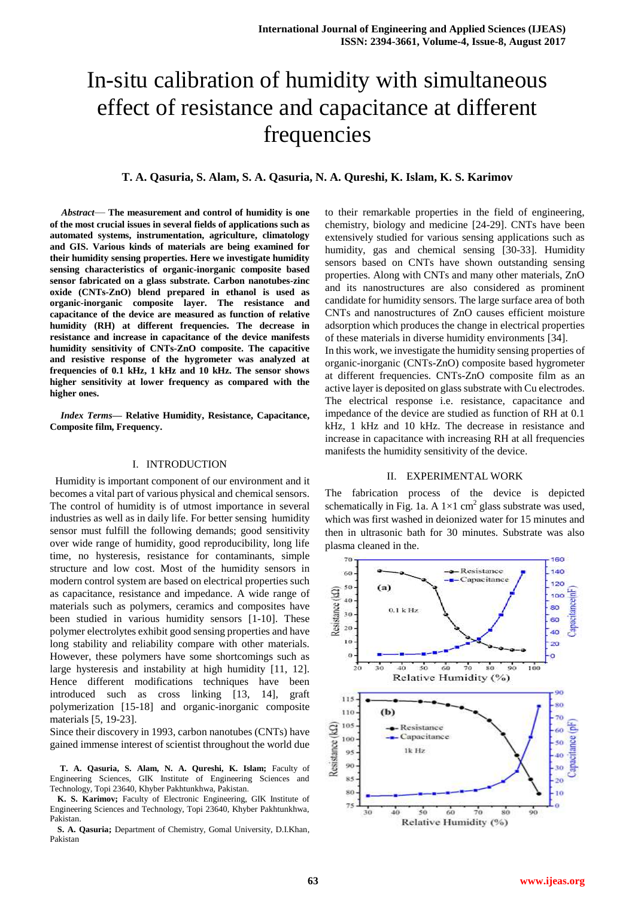# In-situ calibration of humidity with simultaneous effect of resistance and capacitance at different frequencies

**T. A. Qasuria, S. Alam, S. A. Qasuria, N. A. Qureshi, K. Islam, K. S. Karimov**

***Abstract*— The measurement and control of humidity is one of the most crucial issues in several fields of applications such as automated systems, instrumentation, agriculture, climatology and GIS. Various kinds of materials are being examined for their humidity sensing properties. Here we investigate humidity sensing characteristics of organic-inorganic composite based sensor fabricated on a glass substrate. Carbon nanotubes-zinc oxide (CNTs-ZnO) blend prepared in ethanol is used as organic-inorganic composite layer. The resistance and capacitance of the device are measured as function of relative humidity (RH) at different frequencies. The decrease in resistance and increase in capacitance of the device manifests humidity sensitivity of CNTs-ZnO composite. The capacitive and resistive response of the hygrometer was analyzed at frequencies of 0.1 kHz, 1 kHz and 10 kHz. The sensor shows higher sensitivity at lower frequency as compared with the higher ones.**

***Index Terms*— Relative Humidity, Resistance, Capacitance, Composite film, Frequency.**

## I. INTRODUCTION

Humidity is important component of our environment and it becomes a vital part of various physical and chemical sensors. The control of humidity is of utmost importance in several industries as well as in daily life. For better sensing humidity sensor must fulfill the following demands; good sensitivity over wide range of humidity, good reproducibility, long life time, no hysteresis, resistance for contaminants, simple structure and low cost. Most of the humidity sensors in modern control system are based on electrical properties such as capacitance, resistance and impedance. A wide range of materials such as polymers, ceramics and composites have been studied in various humidity sensors [1-10]. These polymer electrolytes exhibit good sensing properties and have long stability and reliability compare with other materials. However, these polymers have some shortcomings such as large hysteresis and instability at high humidity [11, 12]. Hence different modifications techniques have been introduced such as cross linking [13, 14], graft polymerization [15-18] and organic-inorganic composite materials [5, 19-23].

Since their discovery in 1993, carbon nanotubes (CNTs) have gained immense interest of scientist throughout the world due to their remarkable properties in the field of engineering, chemistry, biology and medicine [24-29]. CNTs have been extensively studied for various sensing applications such as humidity, gas and chemical sensing [30-33]. Humidity sensors based on CNTs have shown outstanding sensing properties. Along with CNTs and many other materials, ZnO and its nanostructures are also considered as prominent candidate for humidity sensors. The large surface area of both CNTs and nanostructures of ZnO causes efficient moisture adsorption which produces the change in electrical properties of these materials in diverse humidity environments [34].

In this work, we investigate the humidity sensing properties of organic-inorganic (CNTs-ZnO) composite based hygrometer at different frequencies. CNTs-ZnO composite film as an active layer is deposited on glass substrate with Cu electrodes. The electrical response i.e. resistance, capacitance and impedance of the device are studied as function of RH at 0.1 kHz, 1 kHz and 10 kHz. The decrease in resistance and increase in capacitance with increasing RH at all frequencies manifests the humidity sensitivity of the device.

## II. EXPERIMENTAL WORK

The fabrication process of the device is depicted schematically in Fig. 1a. A $1\times1$ cm$^2$ glass substrate was used, which was first washed in deionized water for 15 minutes and then in ultrasonic bath for 30 minutes. Substrate was also plasma cleaned in the.

T. A. Qasuria, S. Alam, N. A. Qureshi, K. Islam; Faculty of Engineering Sciences, GIK Institute of Engineering Sciences and Technology, Topi 23640, Khyber Pakhtunkhwa, Pakistan.

K. S. Karimov; Faculty of Electronic Engineering, GIK Institute of Engineering Sciences and Technology, Topi 23640, Khyber Pakhtunkhwa, Pakistan.

S. A. Qasuria; Department of Chemistry, Gomal University, D.I.Khan, Pakistan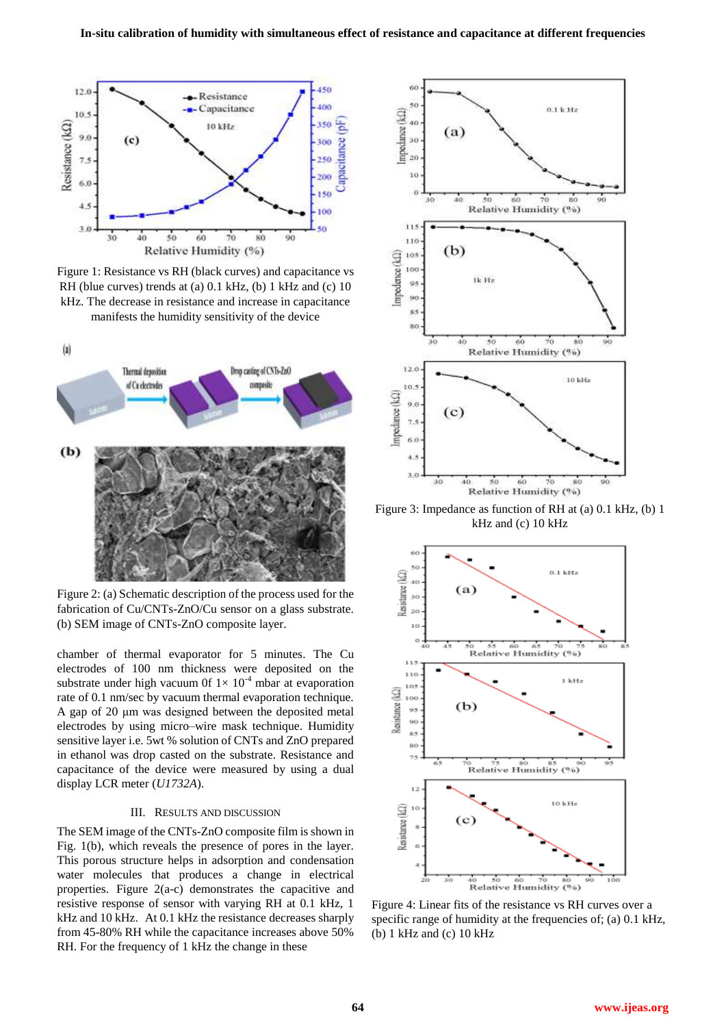Figure 1: Resistance vs RH (black curves) and capacitance vs RH (blue curves) trends at (a) 0.1 kHz, (b) 1 kHz and (c) 10 kHz. The decrease in resistance and increase in capacitance manifests the humidity sensitivity of the device

Figure 2: (a) Schematic description of the process used for the fabrication of Cu/CNTs-ZnO/Cu sensor on a glass substrate. (b) SEM image of CNTs-ZnO composite layer.

chamber of thermal evaporator for 5 minutes. The Cu electrodes of 100 nm thickness were deposited on the substrate under high vacuum 0f $1\times 10^{-4}$ mbar at evaporation rate of 0.1 nm/sec by vacuum thermal evaporation technique. A gap of 20 µm was designed between the deposited metal electrodes by using micro–wire mask technique. Humidity sensitive layer i.e. 5wt % solution of CNTs and ZnO prepared in ethanol was drop casted on the substrate. Resistance and capacitance of the device were measured by using a dual display LCR meter (*U1732A*).

## III. Results and Discussion

The SEM image of the CNTs-ZnO composite film is shown in Fig. 1(b), which reveals the presence of pores in the layer. This porous structure helps in adsorption and condensation water molecules that produces a change in electrical properties. Figure 2(a-c) demonstrates the capacitive and resistive response of sensor with varying RH at 0.1 kHz, 1 kHz and 10 kHz. At 0.1 kHz the resistance decreases sharply from 45-80% RH while the capacitance increases above 50% RH. For the frequency of 1 kHz the change in these

Figure 3: Impedance as function of RH at (a) 0.1 kHz, (b) 1 kHz and (c) 10 kHz

Figure 4: Linear fits of the resistance vs RH curves over a specific range of humidity at the frequencies of; (a) 0.1 kHz, (b) 1 kHz and (c) 10 kHz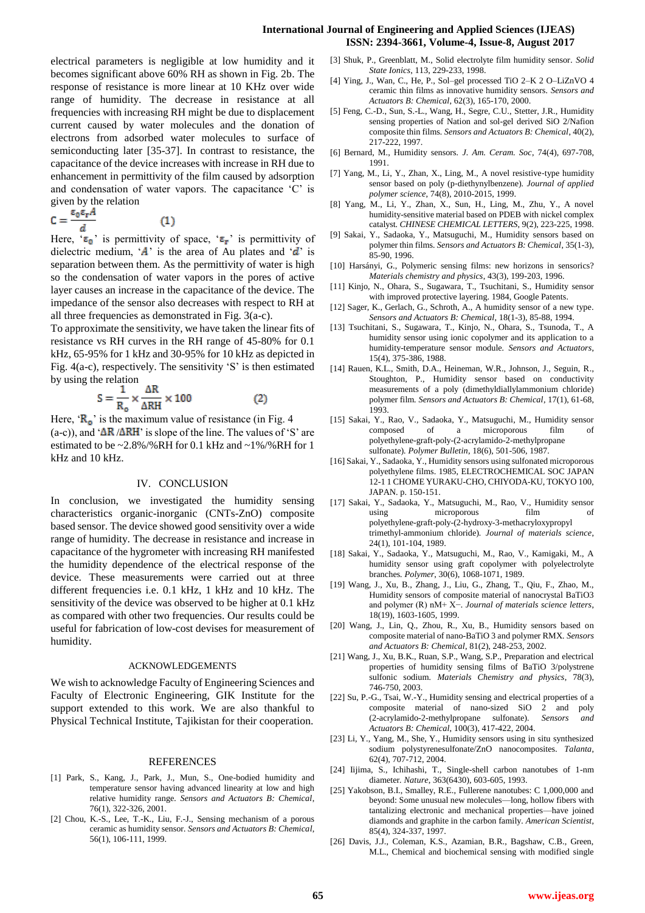electrical parameters is negligible at low humidity and it becomes significant above 60% RH as shown in Fig. 2b. The response of resistance is more linear at 10 KHz over wide range of humidity. The decrease in resistance at all frequencies with increasing RH might be due to displacement current caused by water molecules and the donation of electrons from adsorbed water molecules to surface of semiconducting later [35-37]. In contrast to resistance, the capacitance of the device increases with increase in RH due to enhancement in permittivity of the film caused by adsorption and condensation of water vapors. The capacitance 'C' is given by the relation

$$C = \frac{\varepsilon_0 \varepsilon_r A}{d} \qquad (1)$$

Here, '$\varepsilon_0$' is permittivity of space, '$\varepsilon_r$' is permittivity of dielectric medium, '$A$' is the area of Au plates and '$d$' is separation between them. As the permittivity of water is high so the condensation of water vapors in the pores of active layer causes an increase in the capacitance of the device. The impedance of the sensor also decreases with respect to RH at all three frequencies as demonstrated in Fig. 3(a-c).

To approximate the sensitivity, we have taken the linear fits of resistance vs RH curves in the RH range of 45-80% for 0.1 kHz, 65-95% for 1 kHz and 30-95% for 10 kHz as depicted in Fig. 4(a-c), respectively. The sensitivity 'S' is then estimated by using the relation

$$S = \frac{1}{R_o} \times \frac{\Delta R}{\Delta RH} \times 100 \qquad (2)$$

Here, '$R_o$' is the maximum value of resistance (in Fig. 4 (a-c)), and '$\Delta R / \Delta RH$' is slope of the line. The values of 'S' are estimated to be ~2.8%/%RH for 0.1 kHz and ~1%/%RH for 1 kHz and 10 kHz.

## IV. CONCLUSION

In conclusion, we investigated the humidity sensing characteristics organic-inorganic (CNTs-ZnO) composite based sensor. The device showed good sensitivity over a wide range of humidity. The decrease in resistance and increase in capacitance of the hygrometer with increasing RH manifested the humidity dependence of the electrical response of the device. These measurements were carried out at three different frequencies i.e. 0.1 kHz, 1 kHz and 10 kHz. The sensitivity of the device was observed to be higher at 0.1 kHz as compared with other two frequencies. Our results could be useful for fabrication of low-cost devises for measurement of humidity.

## ACKNOWLEDGEMENTS

We wish to acknowledge Faculty of Engineering Sciences and Faculty of Electronic Engineering, GIK Institute for the support extended to this work. We are also thankful to Physical Technical Institute, Tajikistan for their cooperation.

## REFERENCES

[1] Park, S., Kang, J., Park, J., Mun, S., One-bodied humidity and temperature sensor having advanced linearity at low and high relative humidity range. *Sensors and Actuators B: Chemical*, 76(1), 322-326, 2001.

[2] Chou, K.-S., Lee, T.-K., Liu, F.-J., Sensing mechanism of a porous ceramic as humidity sensor. *Sensors and Actuators B: Chemical*, 56(1), 106-111, 1999.

[3] Shuk, P., Greenblatt, M., Solid electrolyte film humidity sensor. *Solid State Ionics*, 113, 229-233, 1998.

[4] Ying, J., Wan, C., He, P., Sol–gel processed TiO 2–K 2 O–LiZnVO 4 ceramic thin films as innovative humidity sensors. *Sensors and Actuators B: Chemical*, 62(3), 165-170, 2000.

[5] Feng, C.-D., Sun, S.-L., Wang, H., Segre, C.U., Stetter, J.R., Humidity sensing properties of Nation and sol-gel derived SiO 2/Nafion composite thin films. *Sensors and Actuators B: Chemical*, 40(2), 217-222, 1997.

[6] Bernard, M., Humidity sensors. *J. Am. Ceram. Soc*, 74(4), 697-708, 1991.

[7] Yang, M., Li, Y., Zhan, X., Ling, M., A novel resistive-type humidity sensor based on poly (p-diethynylbenzene). *Journal of applied polymer science*, 74(8), 2010-2015, 1999.

[8] Yang, M., Li, Y., Zhan, X., Sun, H., Ling, M., Zhu, Y., A novel humidity-sensitive material based on PDEB with nickel complex catalyst. *CHINESE CHEMICAL LETTERS*, 9(2), 223-225, 1998.

[9] Sakai, Y., Sadaoka, Y., Matsuguchi, M., Humidity sensors based on polymer thin films. *Sensors and Actuators B: Chemical*, 35(1-3), 85-90, 1996.

[10] Harsányi, G., Polymeric sensing films: new horizons in sensorics? *Materials chemistry and physics*, 43(3), 199-203, 1996.

[11] Kinjo, N., Ohara, S., Sugawara, T., Tsuchitani, S., Humidity sensor with improved protective layering. 1984, Google Patents.

[12] Sager, K., Gerlach, G., Schroth, A., A humidity sensor of a new type. *Sensors and Actuators B: Chemical*, 18(1-3), 85-88, 1994.

[13] Tsuchitani, S., Sugawara, T., Kinjo, N., Ohara, S., Tsunoda, T., A humidity sensor using ionic copolymer and its application to a humidity-temperature sensor module. *Sensors and Actuators*, 15(4), 375-386, 1988.

[14] Rauen, K.L., Smith, D.A., Heineman, W.R., Johnson, J., Seguin, R., Stoughton, P., Humidity sensor based on conductivity measurements of a poly (dimethyldiallylammonium chloride) polymer film. *Sensors and Actuators B: Chemical*, 17(1), 61-68, 1993.

[15] Sakai, Y., Rao, V., Sadaoka, Y., Matsuguchi, M., Humidity sensor composed of a microporous film of polyethylene-graft-poly-(2-acrylamido-2-methylpropane sulfonate). *Polymer Bulletin*, 18(6), 501-506, 1987.

[16] Sakai, Y., Sadaoka, Y., Humidity sensors using sulfonated microporous polyethylene films. 1985, ELECTROCHEMICAL SOC JAPAN 12-1 1 CHOME YURAKU-CHO, CHIYODA-KU, TOKYO 100, JAPAN. p. 150-151.

[17] Sakai, Y., Sadaoka, Y., Matsuguchi, M., Rao, V., Humidity sensor using microporous film of polyethylene-graft-poly-(2-hydroxy-3-methacryloxypropyl trimethyl-ammonium chloride). *Journal of materials science*, 24(1), 101-104, 1989.

[18] Sakai, Y., Sadaoka, Y., Matsuguchi, M., Rao, V., Kamigaki, M., A humidity sensor using graft copolymer with polyelectrolyte branches. *Polymer*, 30(6), 1068-1071, 1989.

[19] Wang, J., Xu, B., Zhang, J., Liu, G., Zhang, T., Qiu, F., Zhao, M., Humidity sensors of composite material of nanocrystal BaTiO3 and polymer (R) nM+ X−. *Journal of materials science letters*, 18(19), 1603-1605, 1999.

[20] Wang, J., Lin, Q., Zhou, R., Xu, B., Humidity sensors based on composite material of nano-BaTiO 3 and polymer RMX. *Sensors and Actuators B: Chemical*, 81(2), 248-253, 2002.

[21] Wang, J., Xu, B.K., Ruan, S.P., Wang, S.P., Preparation and electrical properties of humidity sensing films of BaTiO 3/polystrene sulfonic sodium. *Materials Chemistry and physics*, 78(3), 746-750, 2003.

[22] Su, P.-G., Tsai, W.-Y., Humidity sensing and electrical properties of a composite material of nano-sized SiO 2 and poly (2-acrylamido-2-methylpropane sulfonate). *Sensors and Actuators B: Chemical*, 100(3), 417-422, 2004.

[23] Li, Y., Yang, M., She, Y., Humidity sensors using in situ synthesized sodium polystyrenesulfonate/ZnO nanocomposites. *Talanta*, 62(4), 707-712, 2004.

[24] Iijima, S., Ichihashi, T., Single-shell carbon nanotubes of 1-nm diameter. *Nature*, 363(6430), 603-605, 1993.

[25] Yakobson, B.I., Smalley, R.E., Fullerene nanotubes: C 1,000,000 and beyond: Some unusual new molecules—long, hollow fibers with tantalizing electronic and mechanical properties—have joined diamonds and graphite in the carbon family. *American Scientist*, 85(4), 324-337, 1997.

[26] Davis, J.J., Coleman, K.S., Azamian, B.R., Bagshaw, C.B., Green, M.L., Chemical and biochemical sensing with modified single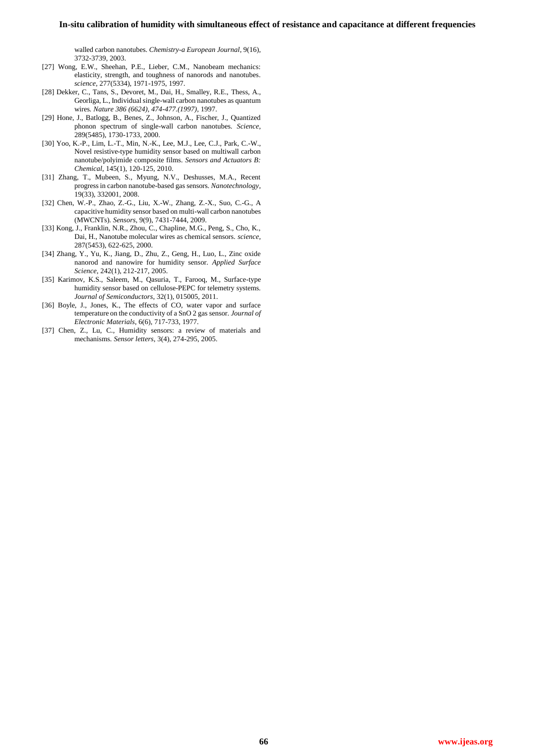walled carbon nanotubes. *Chemistry-a European Journal*, 9(16), 3732-3739, 2003.

[27] Wong, E.W., Sheehan, P.E., Lieber, C.M., Nanobeam mechanics: elasticity, strength, and toughness of nanorods and nanotubes. *science*, 277(5334), 1971-1975, 1997.

[28] Dekker, C., Tans, S., Devoret, M., Dai, H., Smalley, R.E., Thess, A., Georliga, L., Individual single-wall carbon nanotubes as quantum wires. *Nature 386 (6624), 474-477.(1997)*, 1997.

[29] Hone, J., Batlogg, B., Benes, Z., Johnson, A., Fischer, J., Quantized phonon spectrum of single-wall carbon nanotubes. *Science*, 289(5485), 1730-1733, 2000.

[30] Yoo, K.-P., Lim, L.-T., Min, N.-K., Lee, M.J., Lee, C.J., Park, C.-W., Novel resistive-type humidity sensor based on multiwall carbon nanotube/polyimide composite films. *Sensors and Actuators B: Chemical*, 145(1), 120-125, 2010.

[31] Zhang, T., Mubeen, S., Myung, N.V., Deshusses, M.A., Recent progress in carbon nanotube-based gas sensors. *Nanotechnology*, 19(33), 332001, 2008.

[32] Chen, W.-P., Zhao, Z.-G., Liu, X.-W., Zhang, Z.-X., Suo, C.-G., A capacitive humidity sensor based on multi-wall carbon nanotubes (MWCNTs). *Sensors*, 9(9), 7431-7444, 2009.

[33] Kong, J., Franklin, N.R., Zhou, C., Chapline, M.G., Peng, S., Cho, K., Dai, H., Nanotube molecular wires as chemical sensors. *science*, 287(5453), 622-625, 2000.

[34] Zhang, Y., Yu, K., Jiang, D., Zhu, Z., Geng, H., Luo, L., Zinc oxide nanorod and nanowire for humidity sensor. *Applied Surface Science*, 242(1), 212-217, 2005.

[35] Karimov, K.S., Saleem, M., Qasuria, T., Farooq, M., Surface-type humidity sensor based on cellulose-PEPC for telemetry systems. *Journal of Semiconductors*, 32(1), 015005, 2011.

[36] Boyle, J., Jones, K., The effects of CO, water vapor and surface temperature on the conductivity of a SnO 2 gas sensor. *Journal of Electronic Materials*, 6(6), 717-733, 1977.

[37] Chen, Z., Lu, C., Humidity sensors: a review of materials and mechanisms. *Sensor letters*, 3(4), 274-295, 2005.